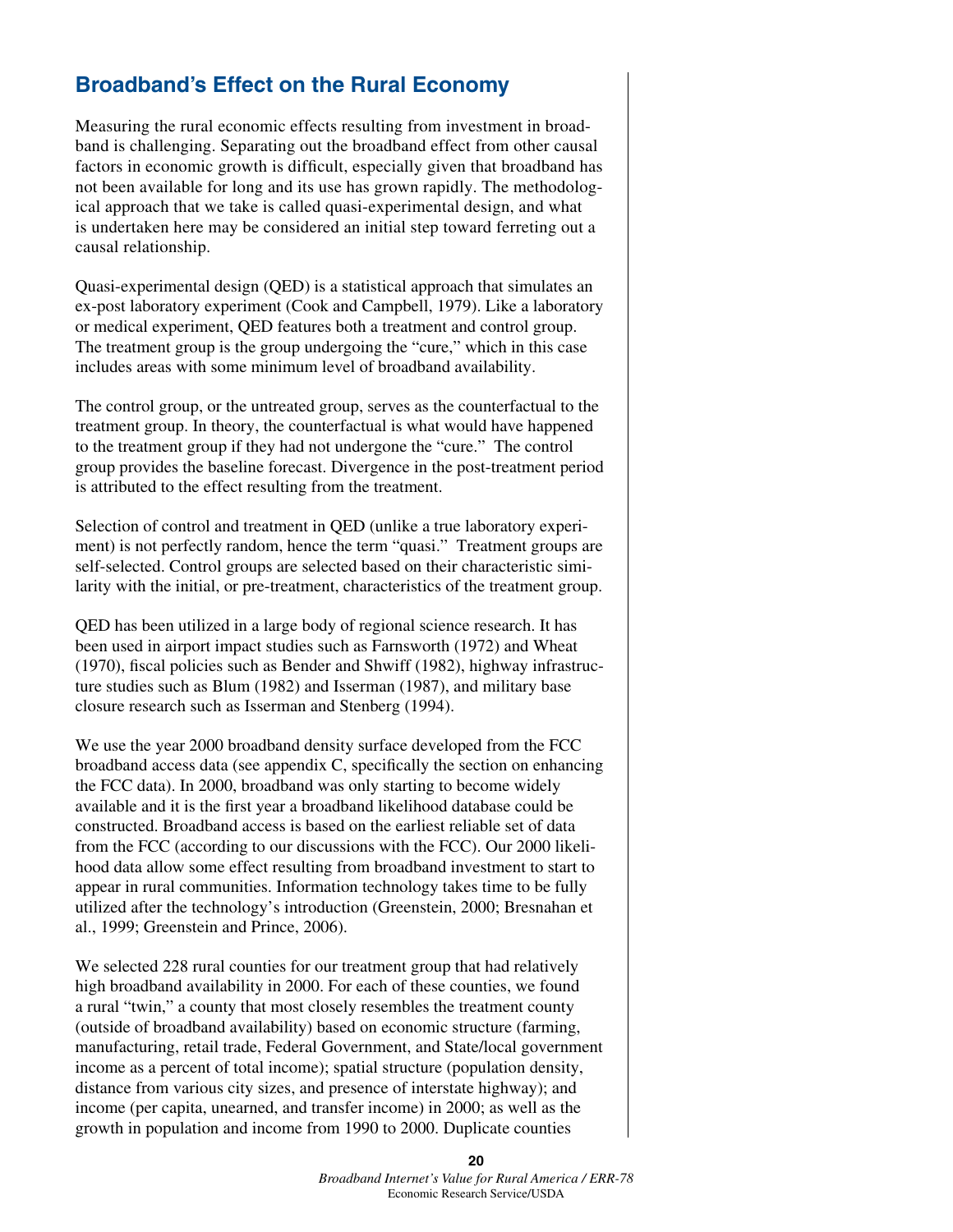## Broadband's Effect on the Rural Economy

Measuring the rural economic effects resulting from investment in broadband is challenging. Separating out the broadband effect from other causal factors in economic growth is difficult, especially given that broadband has not been available for long and its use has grown rapidly. The methodological approach that we take is called quasi-experimental design, and what is undertaken here may be considered an initial step toward ferreting out a causal relationship.

Quasi-experimental design (QED) is a statistical approach that simulates an ex-post laboratory experiment (Cook and Campbell, 1979). Like a laboratory or medical experiment, QED features both a treatment and control group. The treatment group is the group undergoing the "cure," which in this case includes areas with some minimum level of broadband availability.

The control group, or the untreated group, serves as the counterfactual to the treatment group. In theory, the counterfactual is what would have happened to the treatment group if they had not undergone the "cure." The control group provides the baseline forecast. Divergence in the post-treatment period is attributed to the effect resulting from the treatment.

Selection of control and treatment in QED (unlike a true laboratory experiment) is not perfectly random, hence the term "quasi." Treatment groups are self-selected. Control groups are selected based on their characteristic similarity with the initial, or pre-treatment, characteristics of the treatment group.

QED has been utilized in a large body of regional science research. It has been used in airport impact studies such as Farnsworth (1972) and Wheat (1970), fiscal policies such as Bender and Shwiff (1982), highway infrastructure studies such as Blum (1982) and Isserman (1987), and military base closure research such as Isserman and Stenberg (1994).

We use the year 2000 broadband density surface developed from the FCC broadband access data (see appendix C, specifically the section on enhancing the FCC data). In 2000, broadband was only starting to become widely available and it is the first year a broadband likelihood database could be constructed. Broadband access is based on the earliest reliable set of data from the FCC (according to our discussions with the FCC). Our 2000 likelihood data allow some effect resulting from broadband investment to start to appear in rural communities. Information technology takes time to be fully utilized after the technology's introduction (Greenstein, 2000; Bresnahan et al., 1999; Greenstein and Prince, 2006).

We selected 228 rural counties for our treatment group that had relatively high broadband availability in 2000. For each of these counties, we found a rural "twin," a county that most closely resembles the treatment county (outside of broadband availability) based on economic structure (farming, manufacturing, retail trade, Federal Government, and State/local government income as a percent of total income); spatial structure (population density, distance from various city sizes, and presence of interstate highway); and income (per capita, unearned, and transfer income) in 2000; as well as the growth in population and income from 1990 to 2000. Duplicate counties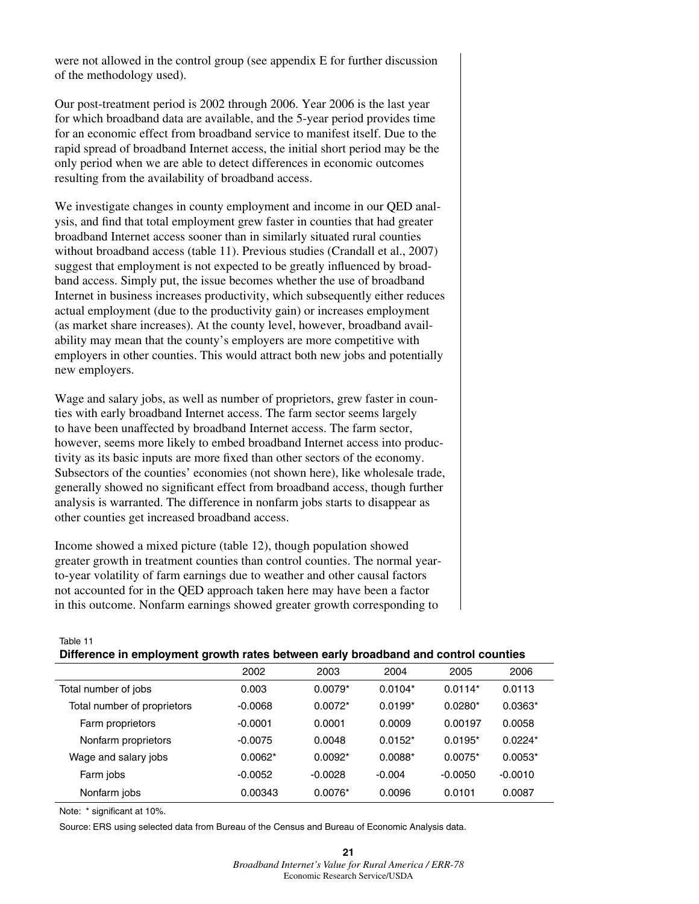were not allowed in the control group (see appendix E for further discussion of the methodology used).

Our post-treatment period is 2002 through 2006. Year 2006 is the last year for which broadband data are available, and the 5-year period provides time for an economic effect from broadband service to manifest itself. Due to the rapid spread of broadband Internet access, the initial short period may be the only period when we are able to detect differences in economic outcomes resulting from the availability of broadband access.

We investigate changes in county employment and income in our QED analysis, and find that total employment grew faster in counties that had greater broadband Internet access sooner than in similarly situated rural counties without broadband access (table 11). Previous studies (Crandall et al., 2007) suggest that employment is not expected to be greatly influenced by broadband access. Simply put, the issue becomes whether the use of broadband Internet in business increases productivity, which subsequently either reduces actual employment (due to the productivity gain) or increases employment (as market share increases). At the county level, however, broadband availability may mean that the county's employers are more competitive with employers in other counties. This would attract both new jobs and potentially new employers.

Wage and salary jobs, as well as number of proprietors, grew faster in counties with early broadband Internet access. The farm sector seems largely to have been unaffected by broadband Internet access. The farm sector, however, seems more likely to embed broadband Internet access into productivity as its basic inputs are more fixed than other sectors of the economy. Subsectors of the counties' economies (not shown here), like wholesale trade, generally showed no significant effect from broadband access, though further analysis is warranted. The difference in nonfarm jobs starts to disappear as other counties get increased broadband access.

Income showed a mixed picture (table 12), though population showed greater growth in treatment counties than control counties. The normal year-to-year volatility of farm earnings due to weather and other causal factors not accounted for in the QED approach taken here may have been a factor in this outcome. Nonfarm earnings showed greater growth corresponding to

Table 11

**Difference in employment growth rates between early broadband and control counties**

| | 2002 | 2003 | 2004 | 2005 | 2006 |
|---|---|---|---|---|---|
| Total number of jobs | 0.003 | 0.0079* | 0.0104* | 0.0114* | 0.0113 |
| Total number of proprietors | -0.0068 | 0.0072* | 0.0199* | 0.0280* | 0.0363* |
| Farm proprietors | -0.0001 | 0.0001 | 0.0009 | 0.00197 | 0.0058 |
| Nonfarm proprietors | -0.0075 | 0.0048 | 0.0152* | 0.0195* | 0.0224* |
| Wage and salary jobs | 0.0062* | 0.0092* | 0.0088* | 0.0075* | 0.0053* |
| Farm jobs | -0.0052 | -0.0028 | -0.004 | -0.0050 | -0.0010 |
| Nonfarm jobs | 0.00343 | 0.0076* | 0.0096 | 0.0101 | 0.0087 |

Note: * significant at 10%.

Source: ERS using selected data from Bureau of the Census and Bureau of Economic Analysis data.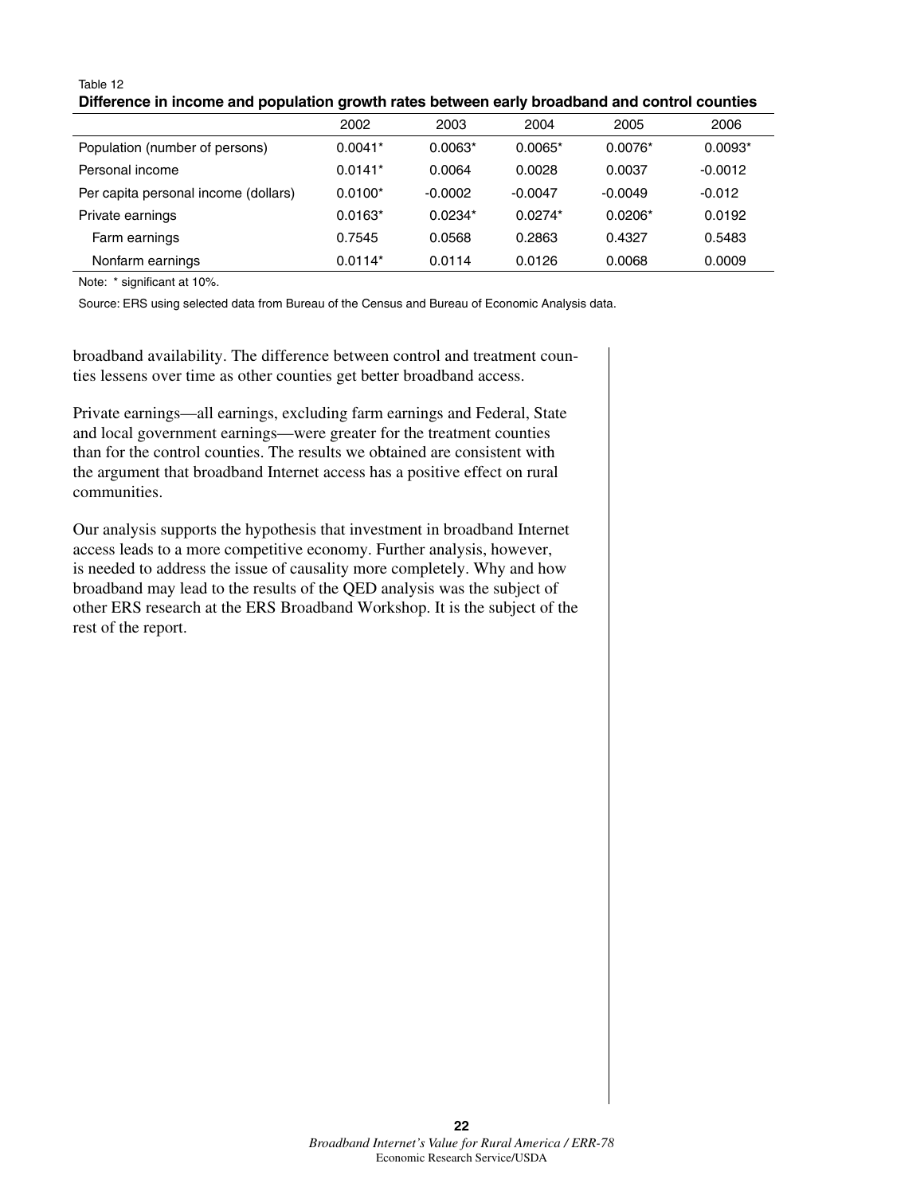Table 12

**Difference in income and population growth rates between early broadband and control counties**

| | 2002 | 2003 | 2004 | 2005 | 2006 |
|---|---|---|---|---|---|
| Population (number of persons) | 0.0041* | 0.0063* | 0.0065* | 0.0076* | 0.0093* |
| Personal income | 0.0141* | 0.0064 | 0.0028 | 0.0037 | -0.0012 |
| Per capita personal income (dollars) | 0.0100* | -0.0002 | -0.0047 | -0.0049 | -0.012 |
| Private earnings | 0.0163* | 0.0234* | 0.0274* | 0.0206* | 0.0192 |
| Farm earnings | 0.7545 | 0.0568 | 0.2863 | 0.4327 | 0.5483 |
| Nonfarm earnings | 0.0114* | 0.0114 | 0.0126 | 0.0068 | 0.0009 |

Note: * significant at 10%.

Source: ERS using selected data from Bureau of the Census and Bureau of Economic Analysis data.

broadband availability. The difference between control and treatment counties lessens over time as other counties get better broadband access.

Private earnings—all earnings, excluding farm earnings and Federal, State and local government earnings—were greater for the treatment counties than for the control counties. The results we obtained are consistent with the argument that broadband Internet access has a positive effect on rural communities.

Our analysis supports the hypothesis that investment in broadband Internet access leads to a more competitive economy. Further analysis, however, is needed to address the issue of causality more completely. Why and how broadband may lead to the results of the QED analysis was the subject of other ERS research at the ERS Broadband Workshop. It is the subject of the rest of the report.